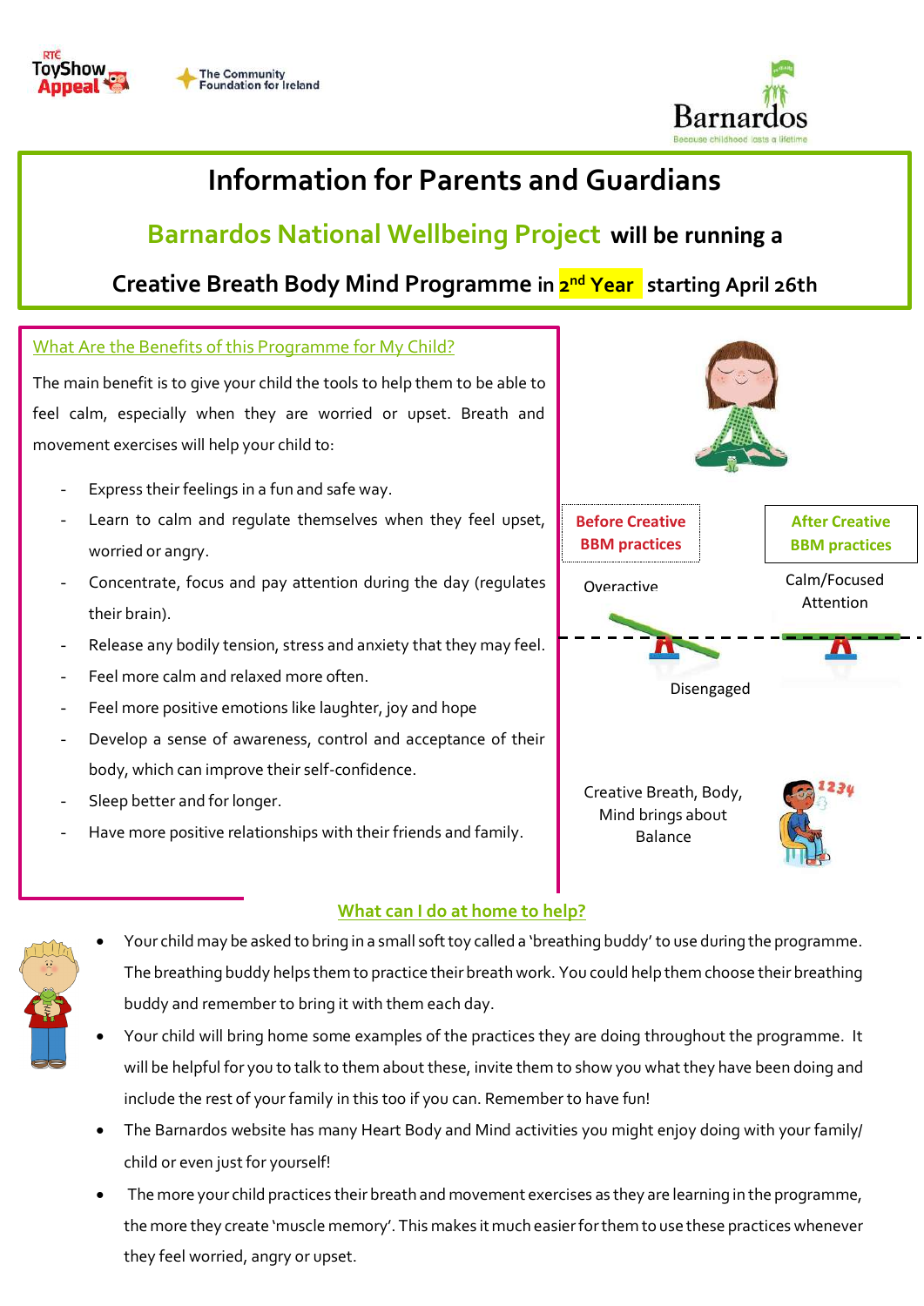# Information for Parents and Guardians

## Barnardos National Wellbeing Project will be running a Creative Breath Body Mind Programme in 2nd Year starting April 26th

### What Are the Benefits of this Programme for My Child?

The main benefit is to give your child the tools to help them to be able to feel calm, especially when they are worried or upset. Breath and movement exercises will help your child to:

- Express their feelings in a fun and safe way.
- Learn to calm and regulate themselves when they feel upset, worried or angry.
- Concentrate, focus and pay attention during the day (regulates their brain).
- Release any bodily tension, stress and anxiety that they may feel.
- Feel more calm and relaxed more often.
- Feel more positive emotions like laughter, joy and hope
- Develop a sense of awareness, control and acceptance of their body, which can improve their self-confidence.
- Sleep better and for longer.
- Have more positive relationships with their friends and family.

**Before Creative BBM practices**

Overactive

Disengaged

**After Creative BBM practices**

Calm/Focused Attention

Creative Breath, Body, Mind brings about Balance

### What can I do at home to help?

- Your child may be asked to bring in a small soft toy called a 'breathing buddy' to use during the programme. The breathing buddy helps them to practice their breath work. You could help them choose their breathing buddy and remember to bring it with them each day.
- Your child will bring home some examples of the practices they are doing throughout the programme. It will be helpful for you to talk to them about these, invite them to show you what they have been doing and include the rest of your family in this too if you can. Remember to have fun!
- The Barnardos website has many Heart Body and Mind activities you might enjoy doing with your family/ child or even just for yourself!
- The more your child practices their breath and movement exercises as they are learning in the programme, the more they create 'muscle memory'. This makes it much easier for them to use these practices whenever they feel worried, angry or upset.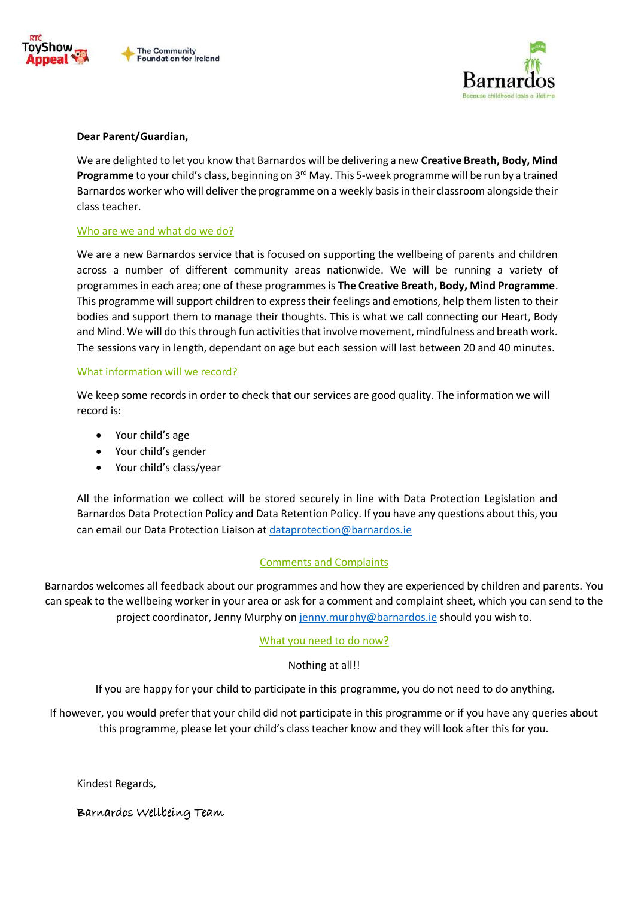**Dear Parent/Guardian,**

We are delighted to let you know that Barnardos will be delivering a new **Creative Breath, Body, Mind Programme** to your child's class, beginning on 3rd May. This 5-week programme will be run by a trained Barnardos worker who will deliver the programme on a weekly basis in their classroom alongside their class teacher.

## Who are we and what do we do?

We are a new Barnardos service that is focused on supporting the wellbeing of parents and children across a number of different community areas nationwide. We will be running a variety of programmes in each area; one of these programmes is **The Creative Breath, Body, Mind Programme**. This programme will support children to express their feelings and emotions, help them listen to their bodies and support them to manage their thoughts. This is what we call connecting our Heart, Body and Mind. We will do this through fun activities that involve movement, mindfulness and breath work. The sessions vary in length, dependant on age but each session will last between 20 and 40 minutes.

## What information will we record?

We keep some records in order to check that our services are good quality. The information we will record is:

- Your child's age
- Your child's gender
- Your child's class/year

All the information we collect will be stored securely in line with Data Protection Legislation and Barnardos Data Protection Policy and Data Retention Policy. If you have any questions about this, you can email our Data Protection Liaison at dataprotection@barnardos.ie

## Comments and Complaints

Barnardos welcomes all feedback about our programmes and how they are experienced by children and parents. You can speak to the wellbeing worker in your area or ask for a comment and complaint sheet, which you can send to the project coordinator, Jenny Murphy on jenny.murphy@barnardos.ie should you wish to.

## What you need to do now?

Nothing at all!!

If you are happy for your child to participate in this programme, you do not need to do anything.

If however, you would prefer that your child did not participate in this programme or if you have any queries about this programme, please let your child's class teacher know and they will look after this for you.

Kindest Regards,

Barnardos Wellbeing Team